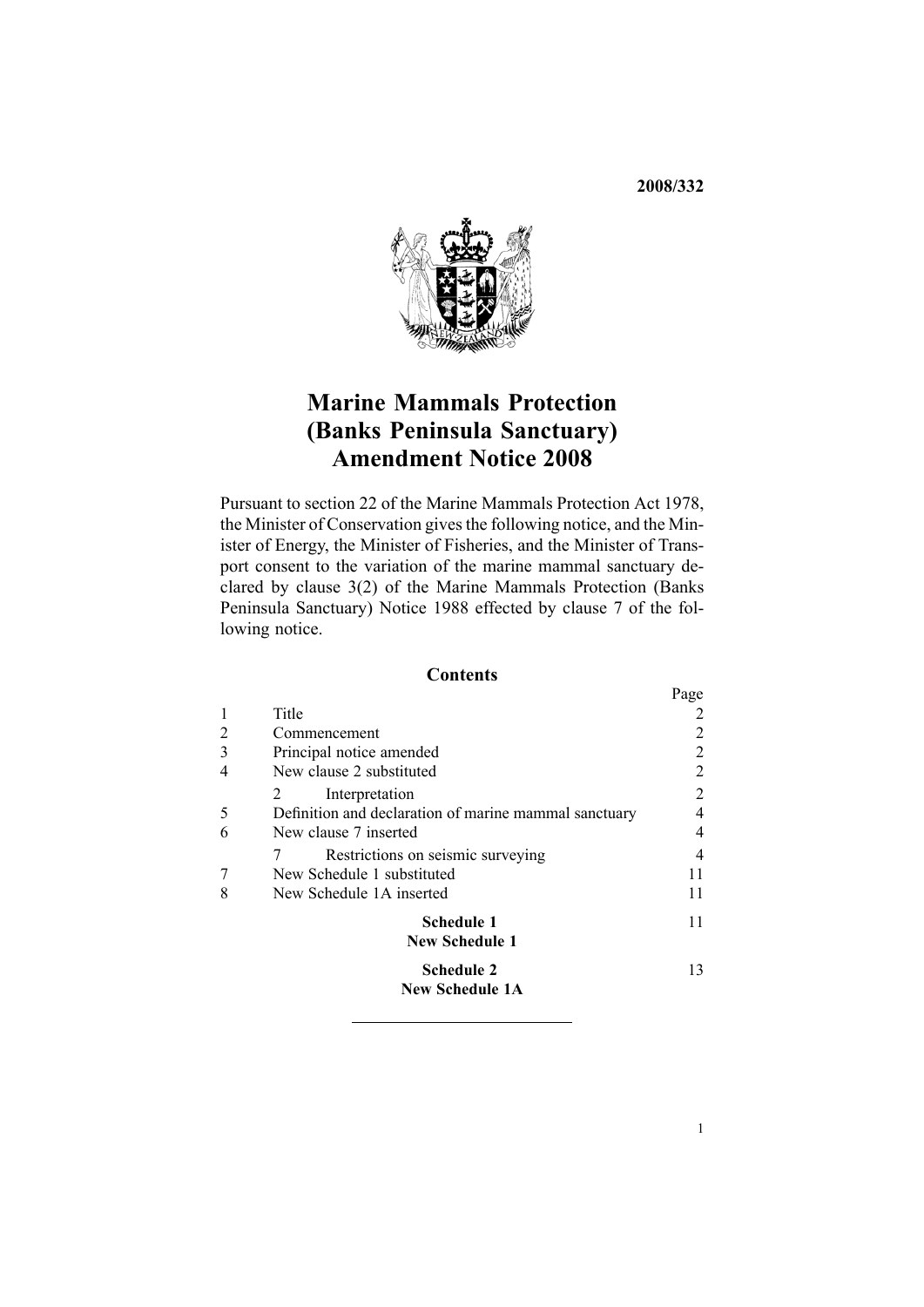**2008/332**

# Marine Mammals Protection (Banks Peninsula Sanctuary) Amendment Notice 2008

Pursuant to section 22 of the Marine Mammals Protection Act 1978, the Minister of Conservation gives the following notice, and the Minister of Energy, the Minister of Fisheries, and the Minister of Transport consent to the variation of the marine mammal sanctuary declared by clause 3(2) of the Marine Mammals Protection (Banks Peninsula Sanctuary) Notice 1988 effected by clause 7 of the following notice.

## Contents

| | | Page |
|---|---|---|
| 1 | Title | 2 |
| 2 | Commencement | 2 |
| 3 | Principal notice amended | 2 |
| 4 | New clause 2 substituted | 2 |
| | 2 Interpretation | 2 |
| 5 | Definition and declaration of marine mammal sanctuary | 4 |
| 6 | New clause 7 inserted | 4 |
| | 7 Restrictions on seismic surveying | 4 |
| 7 | New Schedule 1 substituted | 11 |
| 8 | New Schedule 1A inserted | 11 |
| | **Schedule 1** **New Schedule 1** | 11 |
| | **Schedule 2** **New Schedule 1A** | 13 |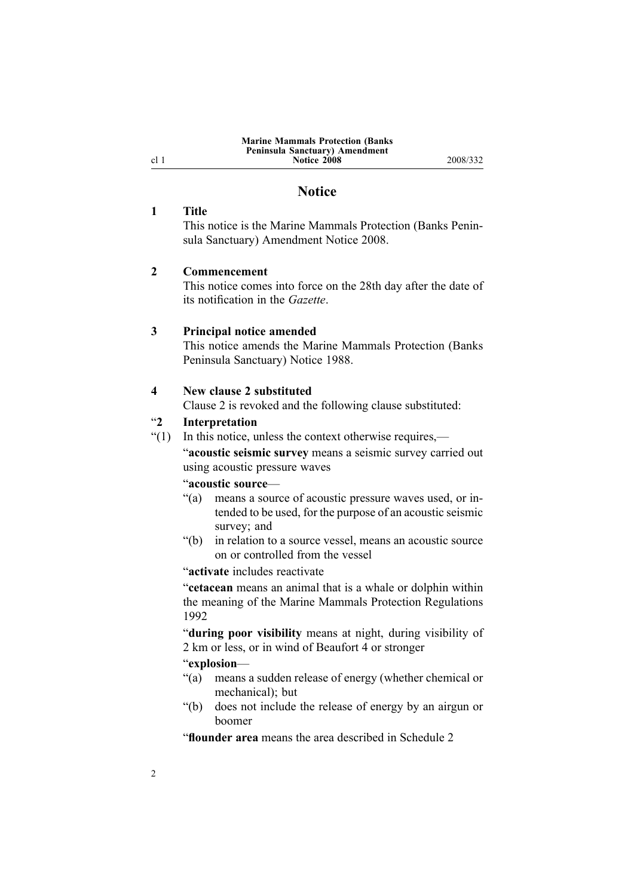## Notice

### 1 Title

This notice is the Marine Mammals Protection (Banks Peninsula Sanctuary) Amendment Notice 2008.

### 2 Commencement

This notice comes into force on the 28th day after the date of its notification in the *Gazette*.

### 3 Principal notice amended

This notice amends the Marine Mammals Protection (Banks Peninsula Sanctuary) Notice 1988.

### 4 New clause 2 substituted

Clause 2 is revoked and the following clause substituted:

### "2 Interpretation

"(1) In this notice, unless the context otherwise requires,—

"**acoustic seismic survey** means a seismic survey carried out using acoustic pressure waves

"**acoustic source**—

- "(a) means a source of acoustic pressure waves used, or intended to be used, for the purpose of an acoustic seismic survey; and
- "(b) in relation to a source vessel, means an acoustic source on or controlled from the vessel

"**activate** includes reactivate

"**cetacean** means an animal that is a whale or dolphin within the meaning of the Marine Mammals Protection Regulations 1992

"**during poor visibility** means at night, during visibility of 2 km or less, or in wind of Beaufort 4 or stronger

"**explosion**—

- "(a) means a sudden release of energy (whether chemical or mechanical); but
- "(b) does not include the release of energy by an airgun or boomer

"**flounder area** means the area described in Schedule 2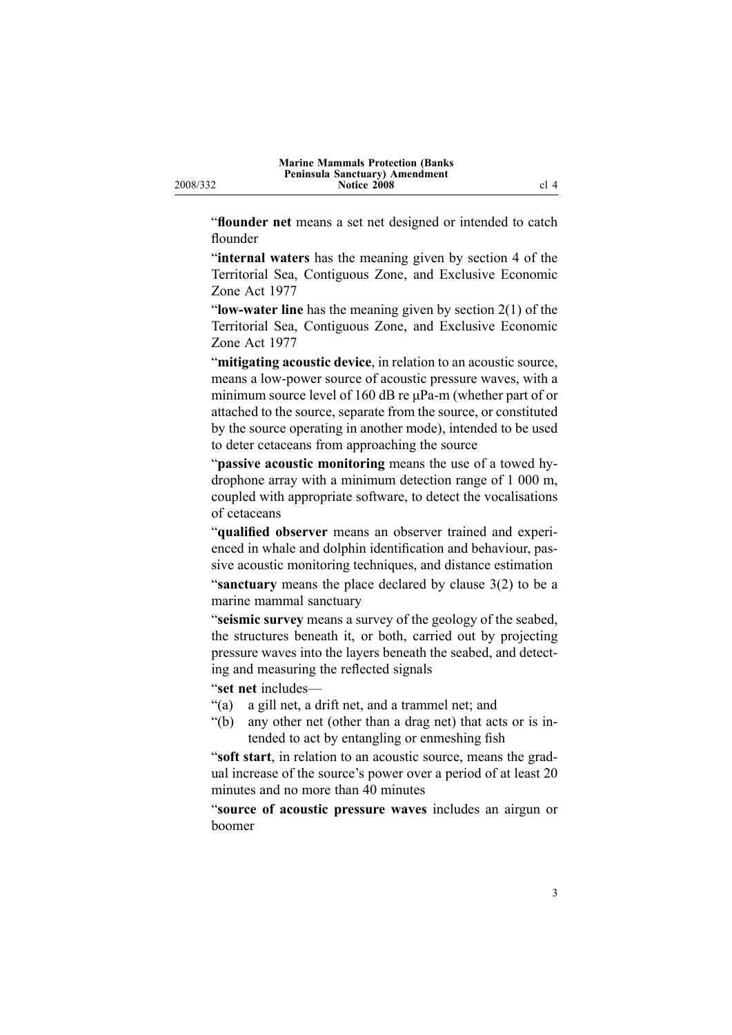"**flounder net** means a set net designed or intended to catch flounder

"**internal waters** has the meaning given by section 4 of the Territorial Sea, Contiguous Zone, and Exclusive Economic Zone Act 1977

"**low-water line** has the meaning given by section 2(1) of the Territorial Sea, Contiguous Zone, and Exclusive Economic Zone Act 1977

"**mitigating acoustic device**, in relation to an acoustic source, means a low-power source of acoustic pressure waves, with a minimum source level of 160 dB re μPa-m (whether part of or attached to the source, separate from the source, or constituted by the source operating in another mode), intended to be used to deter cetaceans from approaching the source

"**passive acoustic monitoring** means the use of a towed hydrophone array with a minimum detection range of 1 000 m, coupled with appropriate software, to detect the vocalisations of cetaceans

"**qualified observer** means an observer trained and experienced in whale and dolphin identification and behaviour, passive acoustic monitoring techniques, and distance estimation

"**sanctuary** means the place declared by clause 3(2) to be a marine mammal sanctuary

"**seismic survey** means a survey of the geology of the seabed, the structures beneath it, or both, carried out by projecting pressure waves into the layers beneath the seabed, and detecting and measuring the reflected signals

"**set net** includes—

"(a) a gill net, a drift net, and a trammel net; and

"(b) any other net (other than a drag net) that acts or is intended to act by entangling or enmeshing fish

"**soft start**, in relation to an acoustic source, means the gradual increase of the source's power over a period of at least 20 minutes and no more than 40 minutes

"**source of acoustic pressure waves** includes an airgun or boomer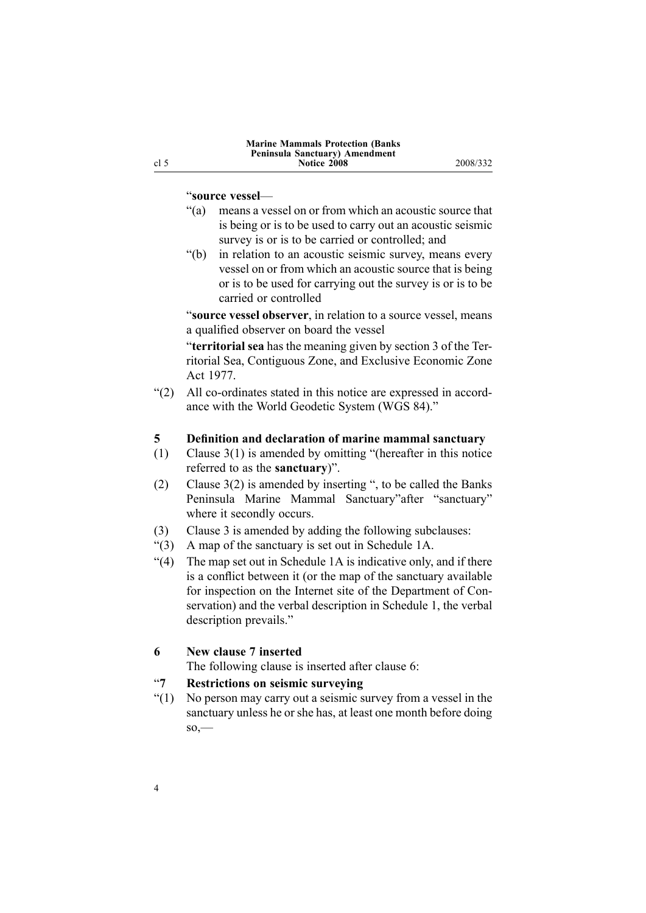“**source vessel**—

“(a) means a vessel on or from which an acoustic source that is being or is to be used to carry out an acoustic seismic survey is or is to be carried or controlled; and

“(b) in relation to an acoustic seismic survey, means every vessel on or from which an acoustic source that is being or is to be used for carrying out the survey is or is to be carried or controlled

“**source vessel observer**, in relation to a source vessel, means a qualified observer on board the vessel

“**territorial sea** has the meaning given by section 3 of the Territorial Sea, Contiguous Zone, and Exclusive Economic Zone Act 1977.

“(2) All co-ordinates stated in this notice are expressed in accordance with the World Geodetic System (WGS 84).”

### 5 Definition and declaration of marine mammal sanctuary

(1) Clause 3(1) is amended by omitting “(hereafter in this notice referred to as the **sanctuary**)”.

(2) Clause 3(2) is amended by inserting “, to be called the Banks Peninsula Marine Mammal Sanctuary”after “sanctuary” where it secondly occurs.

(3) Clause 3 is amended by adding the following subclauses:

“(3) A map of the sanctuary is set out in Schedule 1A.

“(4) The map set out in Schedule 1A is indicative only, and if there is a conflict between it (or the map of the sanctuary available for inspection on the Internet site of the Department of Conservation) and the verbal description in Schedule 1, the verbal description prevails.”

### 6 New clause 7 inserted

The following clause is inserted after clause 6:

### “7 Restrictions on seismic surveying

“(1) No person may carry out a seismic survey from a vessel in the sanctuary unless he or she has, at least one month before doing so,—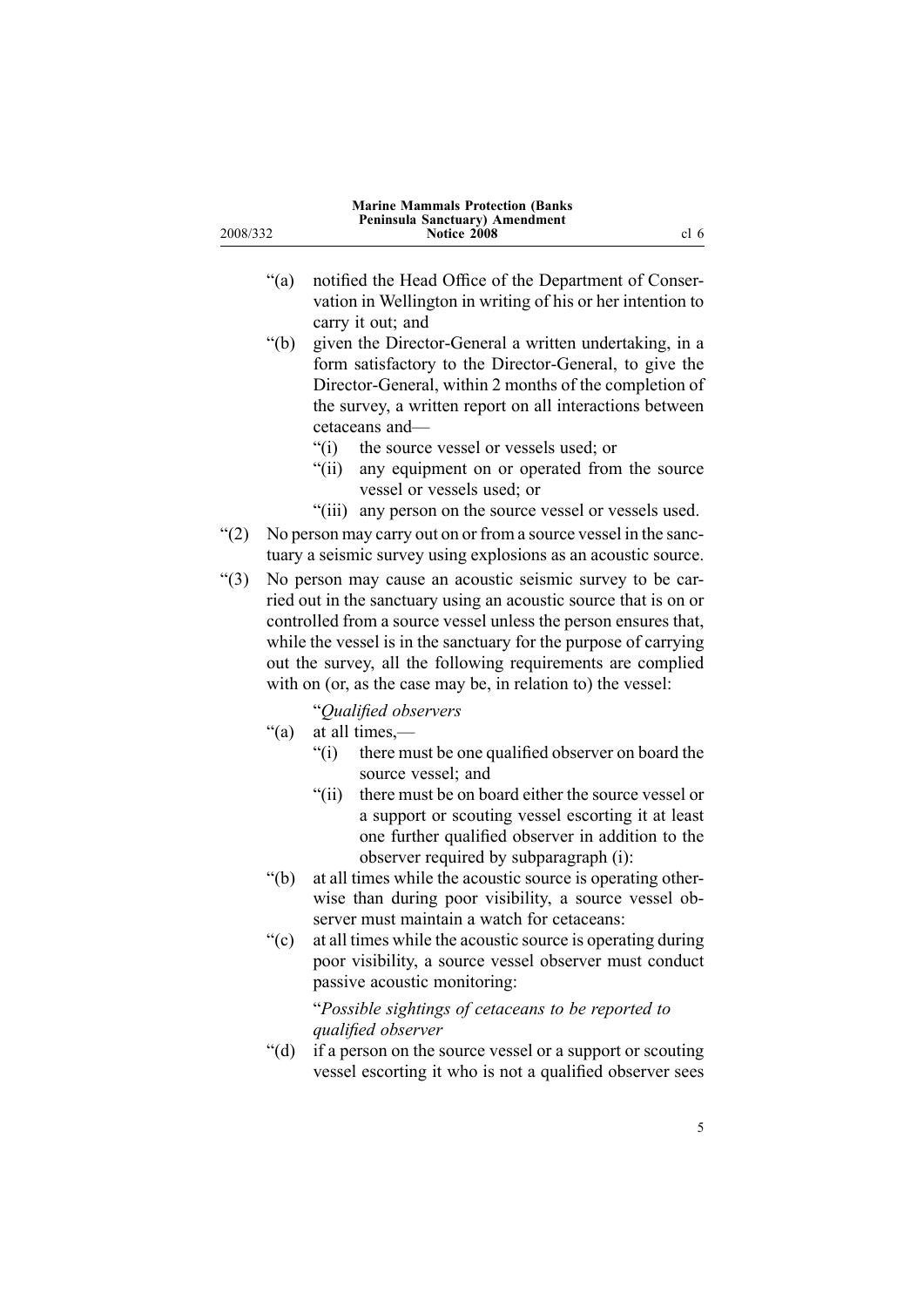"(a) notified the Head Office of the Department of Conservation in Wellington in writing of his or her intention to carry it out; and

"(b) given the Director-General a written undertaking, in a form satisfactory to the Director-General, to give the Director-General, within 2 months of the completion of the survey, a written report on all interactions between cetaceans and—

"(i) the source vessel or vessels used; or

"(ii) any equipment on or operated from the source vessel or vessels used; or

"(iii) any person on the source vessel or vessels used.

"(2) No person may carry out on or from a source vessel in the sanctuary a seismic survey using explosions as an acoustic source.

"(3) No person may cause an acoustic seismic survey to be carried out in the sanctuary using an acoustic source that is on or controlled from a source vessel unless the person ensures that, while the vessel is in the sanctuary for the purpose of carrying out the survey, all the following requirements are complied with on (or, as the case may be, in relation to) the vessel:

"*Qualified observers*

"(a) at all times,—

"(i) there must be one qualified observer on board the source vessel; and

"(ii) there must be on board either the source vessel or a support or scouting vessel escorting it at least one further qualified observer in addition to the observer required by subparagraph (i):

"(b) at all times while the acoustic source is operating otherwise than during poor visibility, a source vessel observer must maintain a watch for cetaceans:

"(c) at all times while the acoustic source is operating during poor visibility, a source vessel observer must conduct passive acoustic monitoring:

"*Possible sightings of cetaceans to be reported to qualified observer*

"(d) if a person on the source vessel or a support or scouting vessel escorting it who is not a qualified observer sees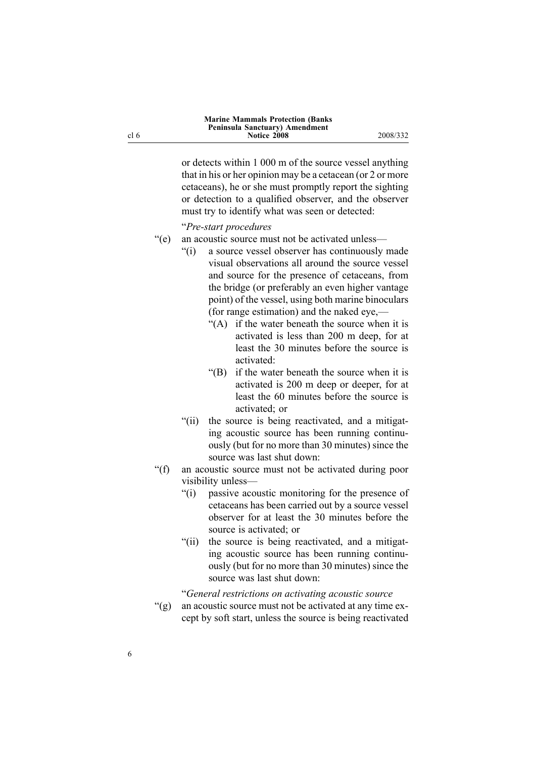or detects within 1 000 m of the source vessel anything that in his or her opinion may be a cetacean (or 2 or more cetaceans), he or she must promptly report the sighting or detection to a qualified observer, and the observer must try to identify what was seen or detected:

"*Pre-start procedures*

"(e) an acoustic source must not be activated unless—

"(i) a source vessel observer has continuously made visual observations all around the source vessel and source for the presence of cetaceans, from the bridge (or preferably an even higher vantage point) of the vessel, using both marine binoculars (for range estimation) and the naked eye,—

"(A) if the water beneath the source when it is activated is less than 200 m deep, for at least the 30 minutes before the source is activated:

"(B) if the water beneath the source when it is activated is 200 m deep or deeper, for at least the 60 minutes before the source is activated; or

"(ii) the source is being reactivated, and a mitigating acoustic source has been running continuously (but for no more than 30 minutes) since the source was last shut down:

"(f) an acoustic source must not be activated during poor visibility unless—

"(i) passive acoustic monitoring for the presence of cetaceans has been carried out by a source vessel observer for at least the 30 minutes before the source is activated; or

"(ii) the source is being reactivated, and a mitigating acoustic source has been running continuously (but for no more than 30 minutes) since the source was last shut down:

"*General restrictions on activating acoustic source*

"(g) an acoustic source must not be activated at any time except by soft start, unless the source is being reactivated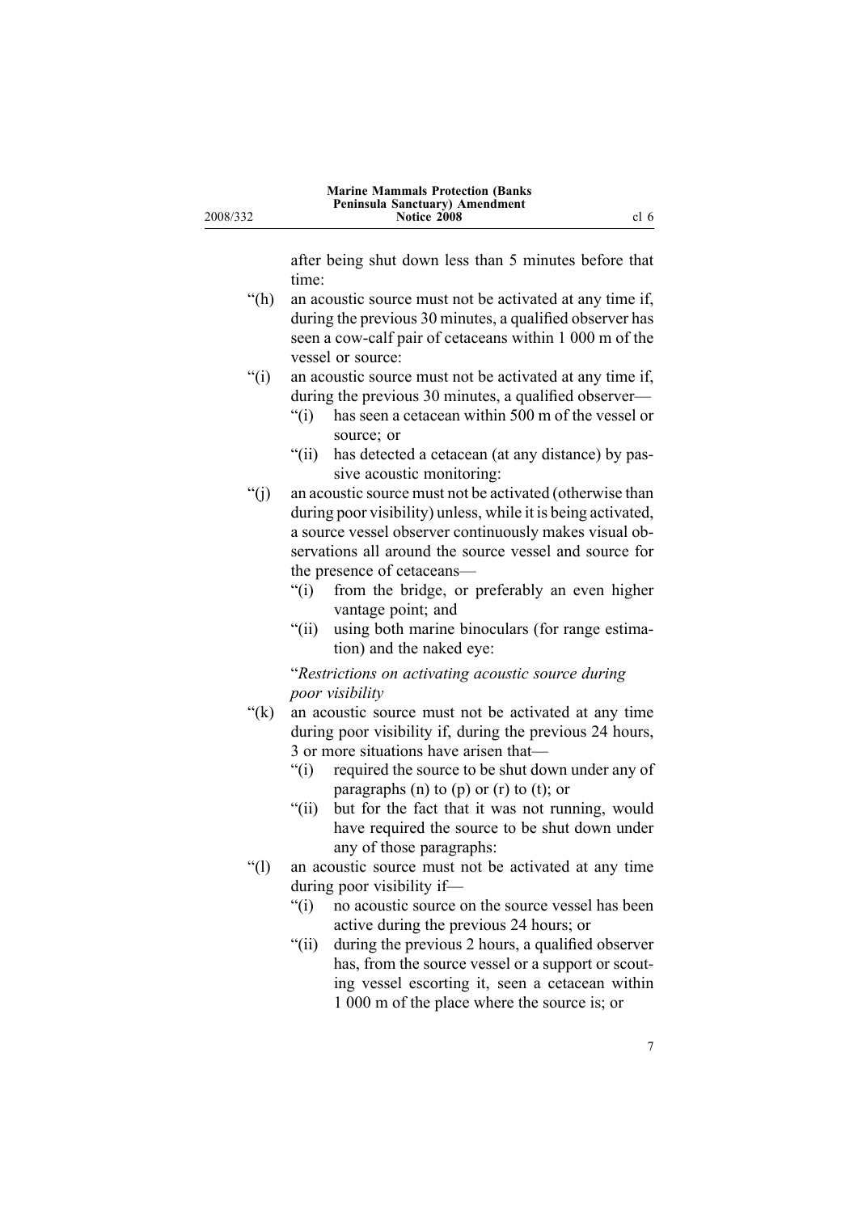after being shut down less than 5 minutes before that time:

“(h) an acoustic source must not be activated at any time if, during the previous 30 minutes, a qualified observer has seen a cow-calf pair of cetaceans within 1 000 m of the vessel or source:

“(i) an acoustic source must not be activated at any time if, during the previous 30 minutes, a qualified observer—

  “(i) has seen a cetacean within 500 m of the vessel or source; or

  “(ii) has detected a cetacean (at any distance) by passive acoustic monitoring:

“(j) an acoustic source must not be activated (otherwise than during poor visibility) unless, while it is being activated, a source vessel observer continuously makes visual observations all around the source vessel and source for the presence of cetaceans—

  “(i) from the bridge, or preferably an even higher vantage point; and

  “(ii) using both marine binoculars (for range estimation) and the naked eye:

“*Restrictions on activating acoustic source during poor visibility*

“(k) an acoustic source must not be activated at any time during poor visibility if, during the previous 24 hours, 3 or more situations have arisen that—

  “(i) required the source to be shut down under any of paragraphs (n) to (p) or (r) to (t); or

  “(ii) but for the fact that it was not running, would have required the source to be shut down under any of those paragraphs:

“(l) an acoustic source must not be activated at any time during poor visibility if—

  “(i) no acoustic source on the source vessel has been active during the previous 24 hours; or

  “(ii) during the previous 2 hours, a qualified observer has, from the source vessel or a support or scouting vessel escorting it, seen a cetacean within 1 000 m of the place where the source is; or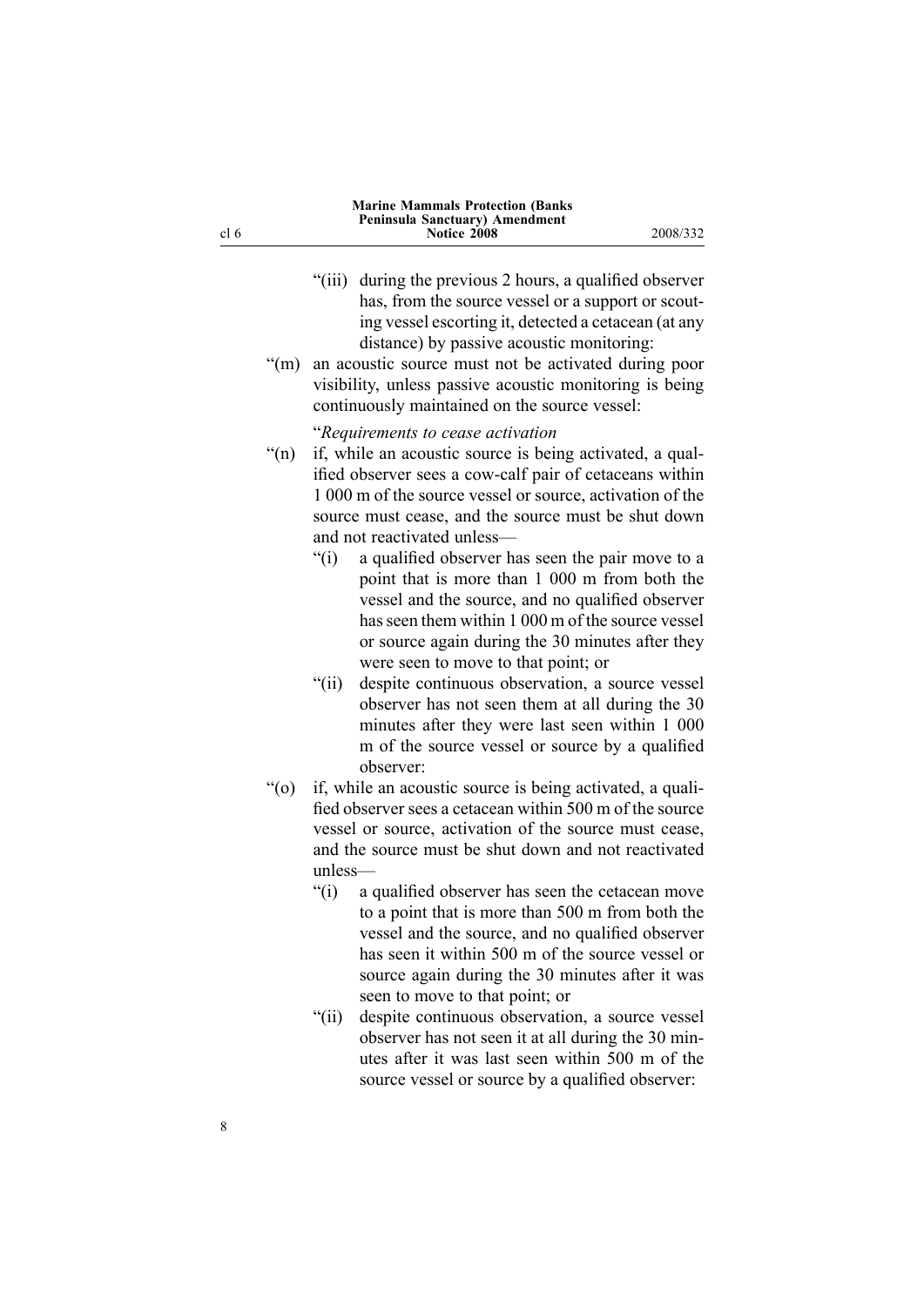"(iii) during the previous 2 hours, a qualified observer has, from the source vessel or a support or scouting vessel escorting it, detected a cetacean (at any distance) by passive acoustic monitoring:

"(m) an acoustic source must not be activated during poor visibility, unless passive acoustic monitoring is being continuously maintained on the source vessel:

"*Requirements to cease activation*

"(n) if, while an acoustic source is being activated, a qualified observer sees a cow-calf pair of cetaceans within 1 000 m of the source vessel or source, activation of the source must cease, and the source must be shut down and not reactivated unless—

- "(i) a qualified observer has seen the pair move to a point that is more than 1 000 m from both the vessel and the source, and no qualified observer has seen them within 1 000 m of the source vessel or source again during the 30 minutes after they were seen to move to that point; or
- "(ii) despite continuous observation, a source vessel observer has not seen them at all during the 30 minutes after they were last seen within 1 000 m of the source vessel or source by a qualified observer:

"(o) if, while an acoustic source is being activated, a qualified observer sees a cetacean within 500 m of the source vessel or source, activation of the source must cease, and the source must be shut down and not reactivated unless—

- "(i) a qualified observer has seen the cetacean move to a point that is more than 500 m from both the vessel and the source, and no qualified observer has seen it within 500 m of the source vessel or source again during the 30 minutes after it was seen to move to that point; or
- "(ii) despite continuous observation, a source vessel observer has not seen it at all during the 30 minutes after it was last seen within 500 m of the source vessel or source by a qualified observer: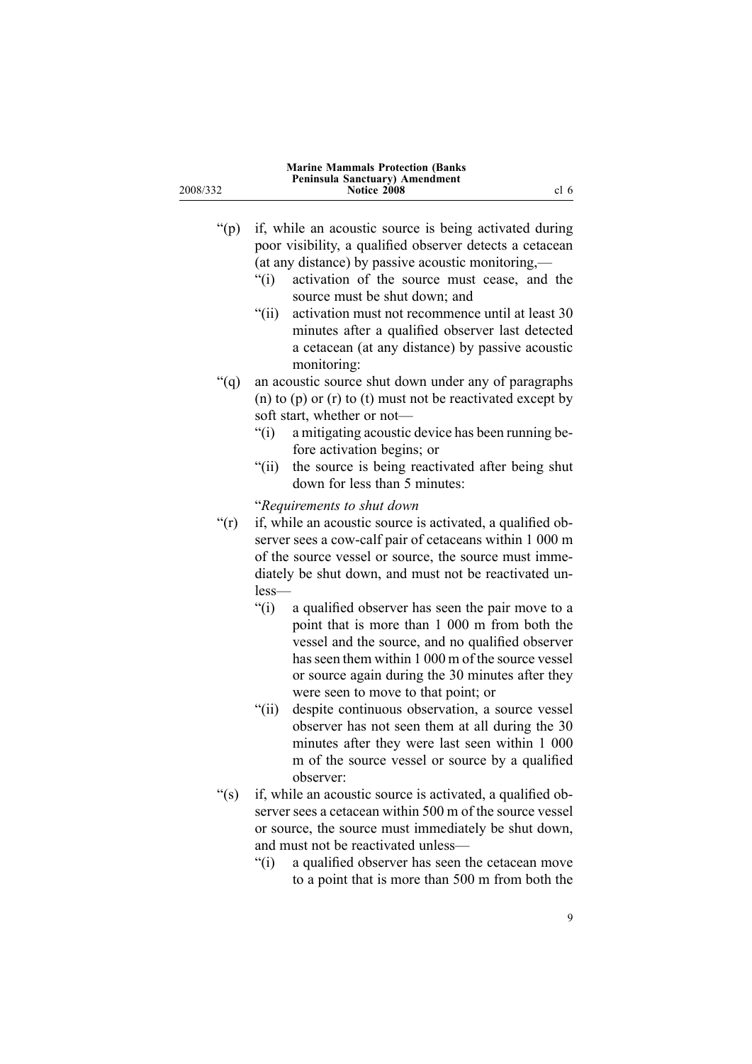“(p) if, while an acoustic source is being activated during poor visibility, a qualified observer detects a cetacean (at any distance) by passive acoustic monitoring,—

“(i) activation of the source must cease, and the source must be shut down; and

“(ii) activation must not recommence until at least 30 minutes after a qualified observer last detected a cetacean (at any distance) by passive acoustic monitoring:

“(q) an acoustic source shut down under any of paragraphs (n) to (p) or (r) to (t) must not be reactivated except by soft start, whether or not—

“(i) a mitigating acoustic device has been running before activation begins; or

“(ii) the source is being reactivated after being shut down for less than 5 minutes:

“*Requirements to shut down*

“(r) if, while an acoustic source is activated, a qualified observer sees a cow-calf pair of cetaceans within 1 000 m of the source vessel or source, the source must immediately be shut down, and must not be reactivated unless—

“(i) a qualified observer has seen the pair move to a point that is more than 1 000 m from both the vessel and the source, and no qualified observer has seen them within 1 000 m of the source vessel or source again during the 30 minutes after they were seen to move to that point; or

“(ii) despite continuous observation, a source vessel observer has not seen them at all during the 30 minutes after they were last seen within 1 000 m of the source vessel or source by a qualified observer:

“(s) if, while an acoustic source is activated, a qualified observer sees a cetacean within 500 m of the source vessel or source, the source must immediately be shut down, and must not be reactivated unless—

“(i) a qualified observer has seen the cetacean move to a point that is more than 500 m from both the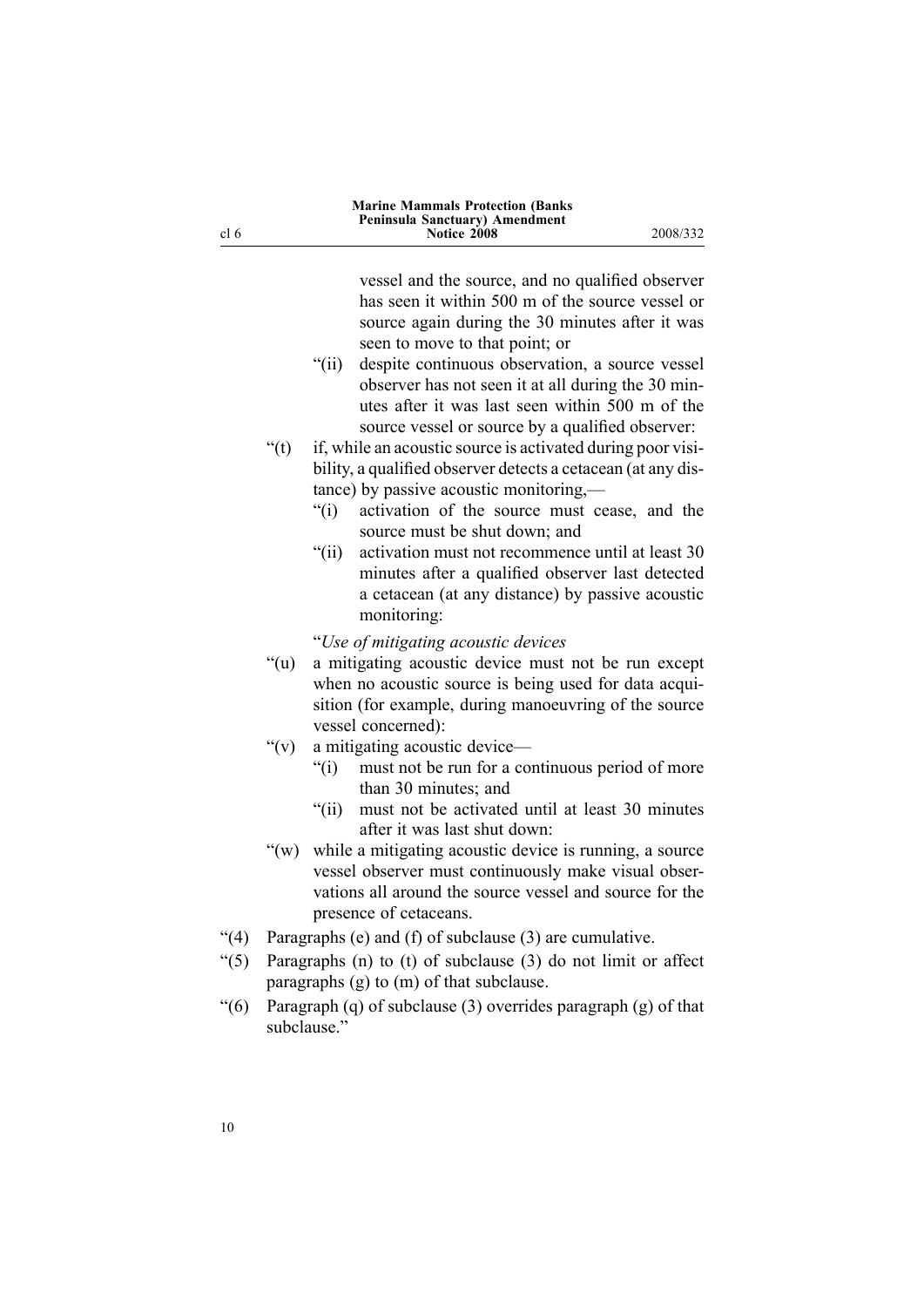vessel and the source, and no qualified observer has seen it within 500 m of the source vessel or source again during the 30 minutes after it was seen to move to that point; or

"(ii) despite continuous observation, a source vessel observer has not seen it at all during the 30 minutes after it was last seen within 500 m of the source vessel or source by a qualified observer:

"(t) if, while an acoustic source is activated during poor visibility, a qualified observer detects a cetacean (at any distance) by passive acoustic monitoring,—

"(i) activation of the source must cease, and the source must be shut down; and

"(ii) activation must not recommence until at least 30 minutes after a qualified observer last detected a cetacean (at any distance) by passive acoustic monitoring:

"*Use of mitigating acoustic devices*

"(u) a mitigating acoustic device must not be run except when no acoustic source is being used for data acquisition (for example, during manoeuvring of the source vessel concerned):

"(v) a mitigating acoustic device—

"(i) must not be run for a continuous period of more than 30 minutes; and

"(ii) must not be activated until at least 30 minutes after it was last shut down:

"(w) while a mitigating acoustic device is running, a source vessel observer must continuously make visual observations all around the source vessel and source for the presence of cetaceans.

"(4) Paragraphs (e) and (f) of subclause (3) are cumulative.

"(5) Paragraphs (n) to (t) of subclause (3) do not limit or affect paragraphs (g) to (m) of that subclause.

"(6) Paragraph (q) of subclause (3) overrides paragraph (g) of that subclause."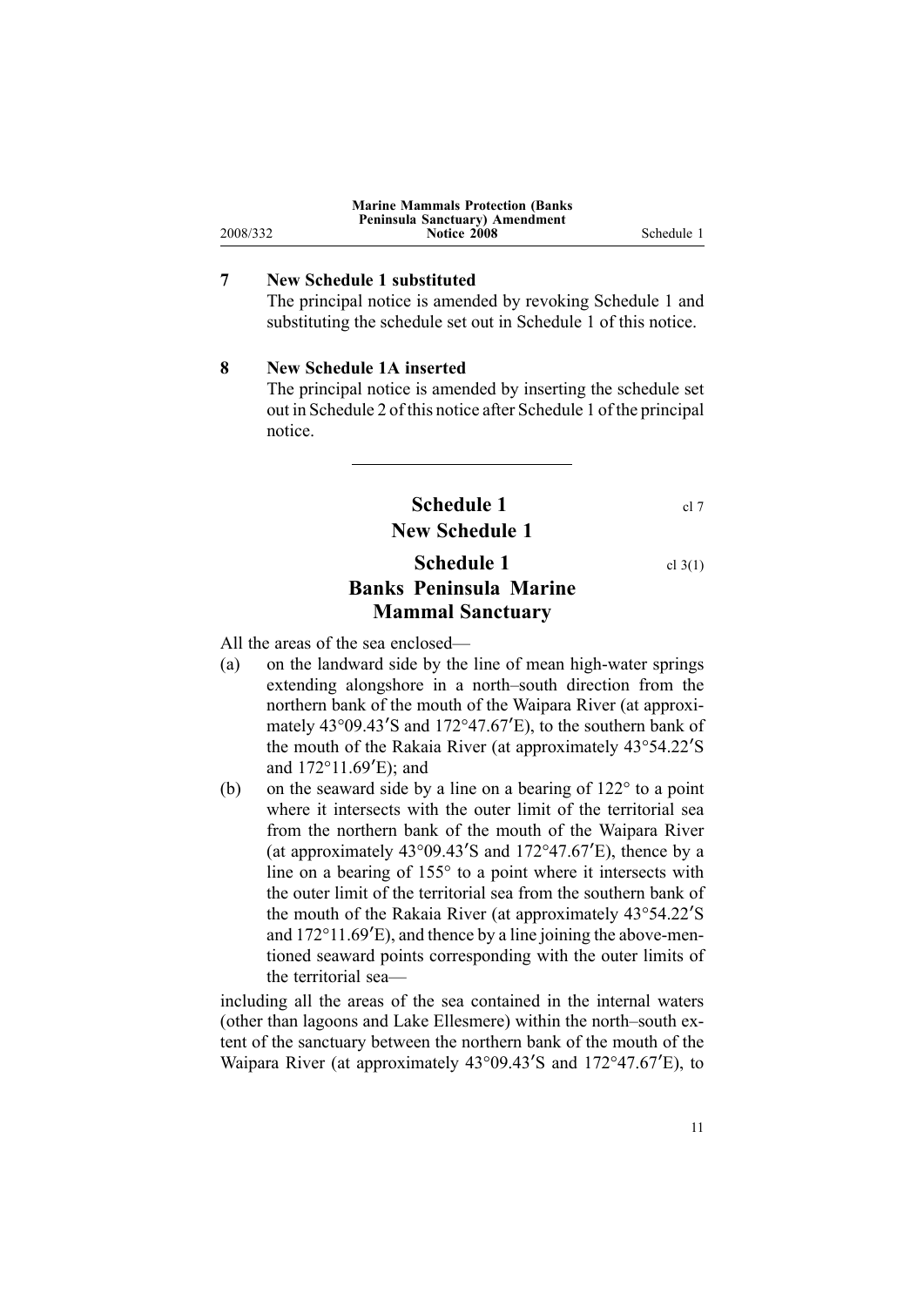## 7 New Schedule 1 substituted

The principal notice is amended by revoking Schedule 1 and substituting the schedule set out in Schedule 1 of this notice.

## 8 New Schedule 1A inserted

The principal notice is amended by inserting the schedule set out in Schedule 2 of this notice after Schedule 1 of the principal notice.

---

# Schedule 1 — cl 7

# New Schedule 1

# Schedule 1 — cl 3(1)

# Banks Peninsula Marine Mammal Sanctuary

All the areas of the sea enclosed—

(a) on the landward side by the line of mean high-water springs extending alongshore in a north–south direction from the northern bank of the mouth of the Waipara River (at approximately 43°09.43′S and 172°47.67′E), to the southern bank of the mouth of the Rakaia River (at approximately 43°54.22′S and 172°11.69′E); and

(b) on the seaward side by a line on a bearing of 122° to a point where it intersects with the outer limit of the territorial sea from the northern bank of the mouth of the Waipara River (at approximately 43°09.43′S and 172°47.67′E), thence by a line on a bearing of 155° to a point where it intersects with the outer limit of the territorial sea from the southern bank of the mouth of the Rakaia River (at approximately 43°54.22′S and 172°11.69′E), and thence by a line joining the above-mentioned seaward points corresponding with the outer limits of the territorial sea—

including all the areas of the sea contained in the internal waters (other than lagoons and Lake Ellesmere) within the north–south extent of the sanctuary between the northern bank of the mouth of the Waipara River (at approximately 43°09.43′S and 172°47.67′E), to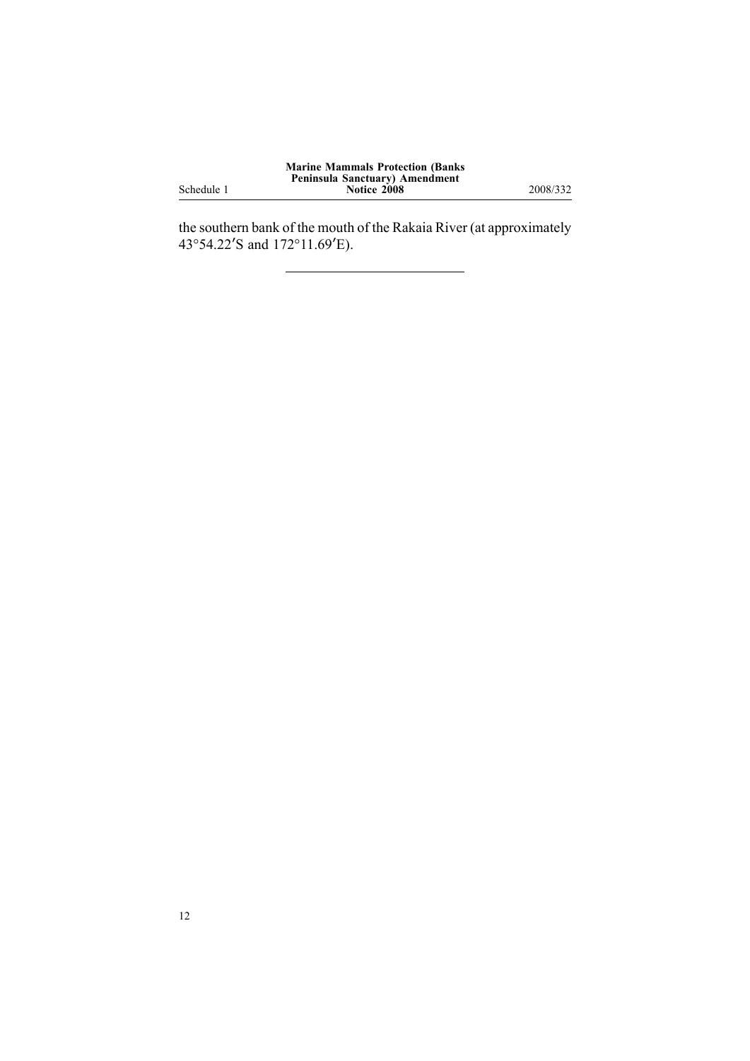the southern bank of the mouth of the Rakaia River (at approximately 43°54.22′S and 172°11.69′E).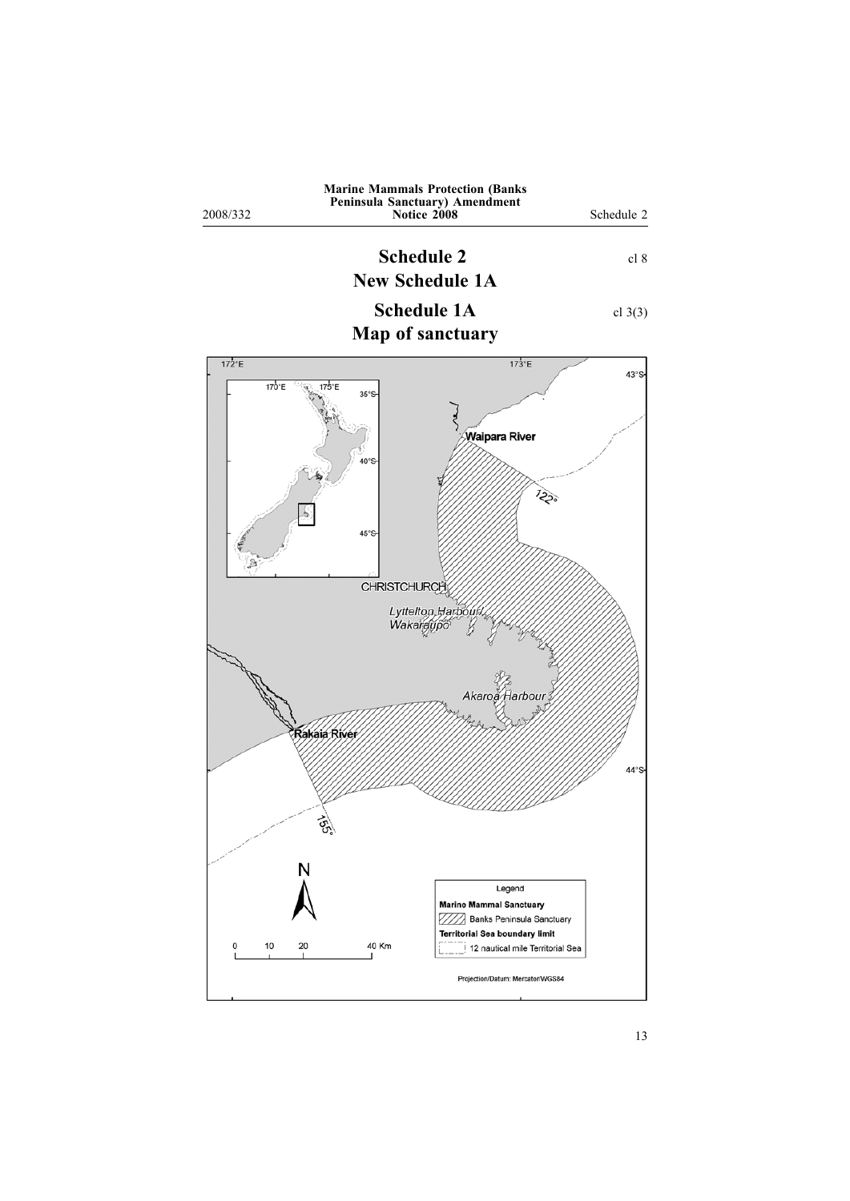# Schedule 2
## New Schedule 1A

cl 8

# Schedule 1A
## Map of sanctuary

cl 3(3)

172°E 173°E 43°S 44°S

170°E 175°E 35°S 40°S 45°S

Waipara River

122°

CHRISTCHURCH

*Lyttelton Harbour/ Wakaraupo*

*Akaroa Harbour*

Rakaia River

155°

N

0 10 20 40 Km

Legend

**Marine Mammal Sanctuary**

Banks Peninsula Sanctuary

**Territorial Sea boundary limit**

12 nautical mile Territorial Sea

Projection/Datum: Mercator/WGS84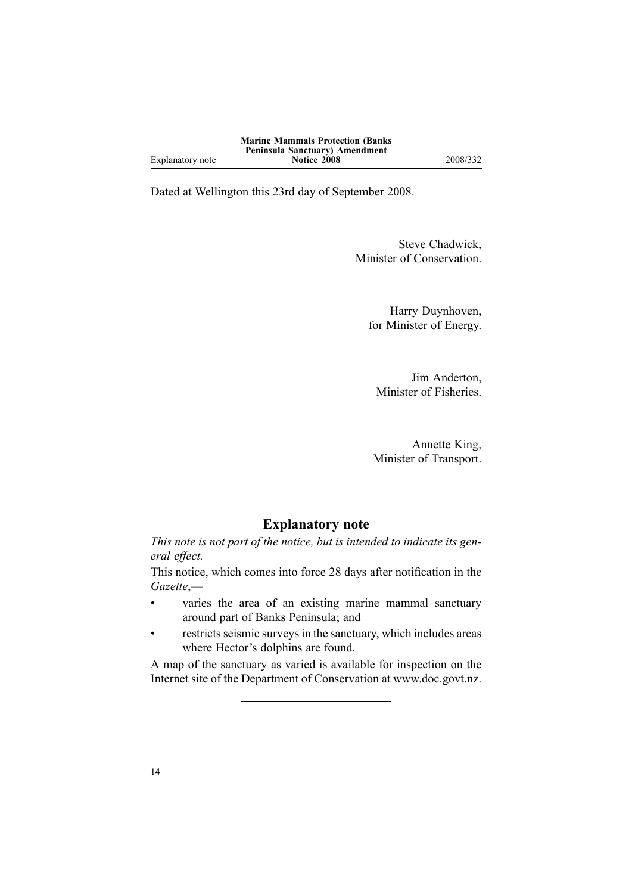Dated at Wellington this 23rd day of September 2008.

Steve Chadwick,
Minister of Conservation.

Harry Duynhoven,
for Minister of Energy.

Jim Anderton,
Minister of Fisheries.

Annette King,
Minister of Transport.

---

## Explanatory note

*This note is not part of the notice, but is intended to indicate its general effect.*

This notice, which comes into force 28 days after notification in the *Gazette*,—

- varies the area of an existing marine mammal sanctuary around part of Banks Peninsula; and
- restricts seismic surveys in the sanctuary, which includes areas where Hector's dolphins are found.

A map of the sanctuary as varied is available for inspection on the Internet site of the Department of Conservation at www.doc.govt.nz.

---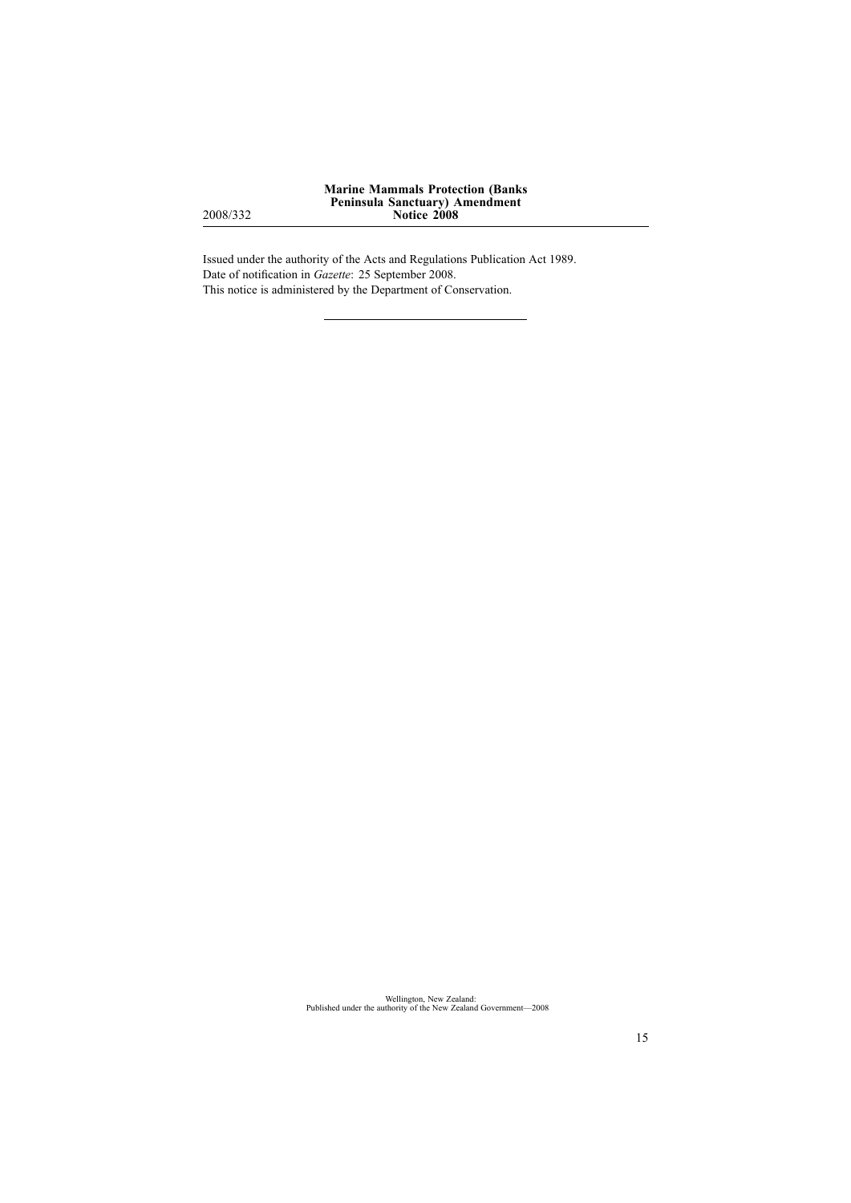Issued under the authority of the Acts and Regulations Publication Act 1989.
Date of notification in *Gazette*: 25 September 2008.
This notice is administered by the Department of Conservation.

---

Wellington, New Zealand:
Published under the authority of the New Zealand Government—2008